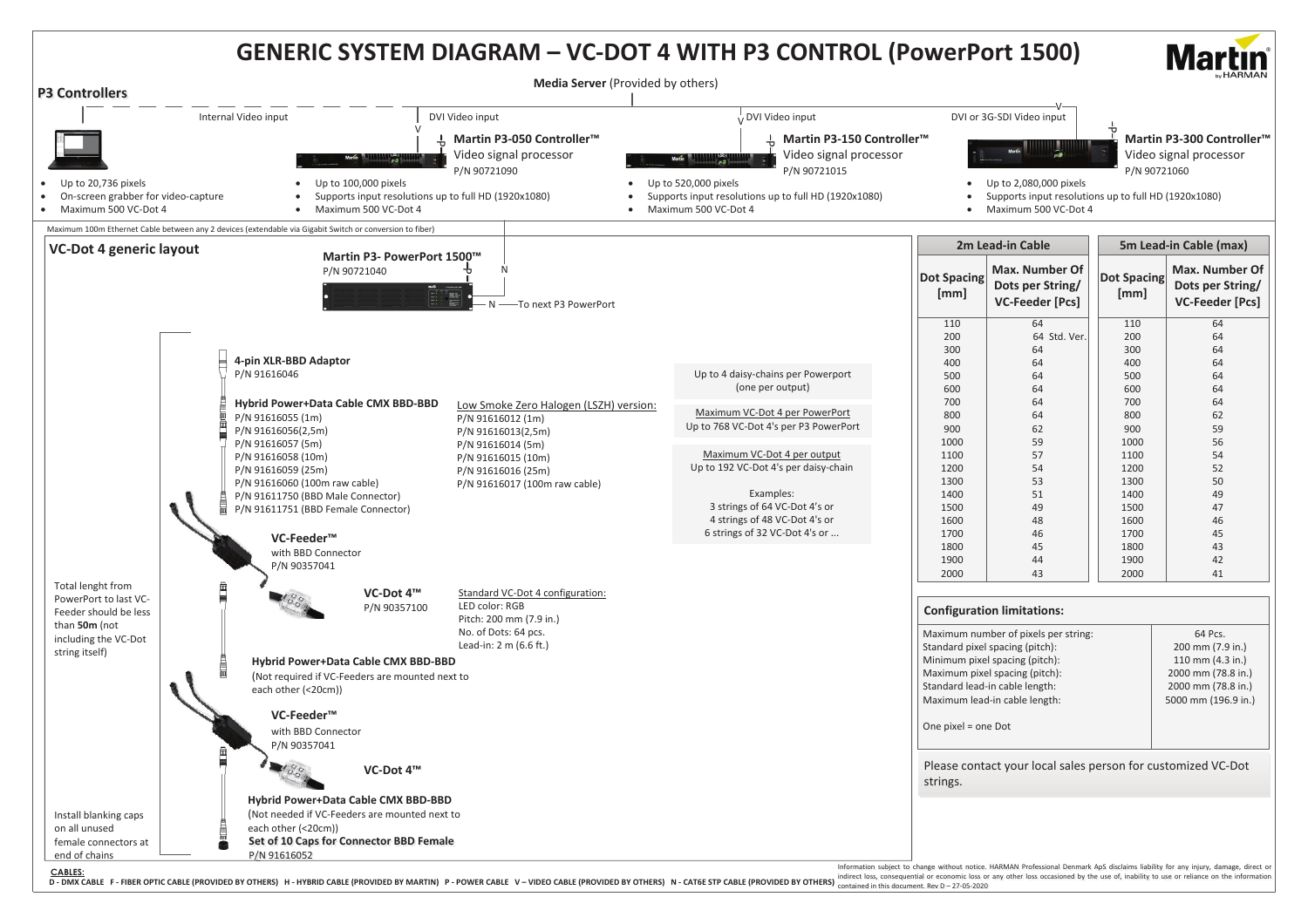# GENERIC SYSTEM DIAGRAM – VC-DOT 4 WITH P3 CONTROL (PowerPort 1500)

**Media Server** (Provided by others)

## P3 Controllers

Internal Video input

- Up to 20,736 pixels
- On-screen grabber for video-capture
- Maximum 500 VC-Dot 4

DVI Video input

**Martin P3-050 Controller™**
Video signal processor
P/N 90721090

- Up to 100,000 pixels
- Supports input resolutions up to full HD (1920x1080)
- Maximum 500 VC-Dot 4

DVI Video input

**Martin P3-150 Controller™**
Video signal processor
P/N 90721015

- Up to 520,000 pixels
- Supports input resolutions up to full HD (1920x1080)
- Maximum 500 VC-Dot 4

DVI or 3G-SDI Video input

**Martin P3-300 Controller™**
Video signal processor
P/N 90721060

- Up to 2,080,000 pixels
- Supports input resolutions up to full HD (1920x1080)
- Maximum 500 VC-Dot 4

Maximum 100m Ethernet Cable between any 2 devices (extendable via Gigabit Switch or conversion to fiber)

## VC-Dot 4 generic layout

**Martin P3- PowerPort 1500™**
P/N 90721040

N — To next P3 PowerPort

**4-pin XLR-BBD Adaptor**
P/N 91616046

**Hybrid Power+Data Cable CMX BBD-BBD**
P/N 91616055 (1m)
P/N 91616056(2,5m)
P/N 91616057 (5m)
P/N 91616058 (10m)
P/N 91616059 (25m)
P/N 91616060 (100m raw cable)
P/N 91611750 (BBD Male Connector)
P/N 91611751 (BBD Female Connector)

Low Smoke Zero Halogen (LSZH) version:
P/N 91616012 (1m)
P/N 91616013(2,5m)
P/N 91616014 (5m)
P/N 91616015 (10m)
P/N 91616016 (25m)
P/N 91616017 (100m raw cable)

Up to 4 daisy-chains per Powerport (one per output)

Maximum VC-Dot 4 per PowerPort
Up to 768 VC-Dot 4's per P3 PowerPort

Maximum VC-Dot 4 per output
Up to 192 VC-Dot 4's per daisy-chain

Examples:
3 strings of 64 VC-Dot 4's or
4 strings of 48 VC-Dot 4's or
6 strings of 32 VC-Dot 4's or ...

**VC-Feeder™**
with BBD Connector
P/N 90357041

Total lenght from PowerPort to last VC-Feeder should be less than **50m** (not including the VC-Dot string itself)

**VC-Dot 4™**
P/N 90357100

Standard VC-Dot 4 configuration:
LED color: RGB
Pitch: 200 mm (7.9 in.)
No. of Dots: 64 pcs.
Lead-in: 2 m (6.6 ft.)

**Hybrid Power+Data Cable CMX BBD-BBD**
(Not required if VC-Feeders are mounted next to each other (<20cm))

**VC-Feeder™**
with BBD Connector
P/N 90357041

**VC-Dot 4™**

**Hybrid Power+Data Cable CMX BBD-BBD**
(Not needed if VC-Feeders are mounted next to each other (<20cm))

Install blanking caps on all unused female connectors at end of chains

**Set of 10 Caps for Connector BBD Female**
P/N 91616052

| 2m Lead-in Cable | | 5m Lead-in Cable (max) | |
|---|---|---|---|
| Dot Spacing [mm] | Max. Number Of Dots per String/ VC-Feeder [Pcs] | Dot Spacing [mm] | Max. Number Of Dots per String/ VC-Feeder [Pcs] |
| 110 | 64 | 110 | 64 |
| 200 | 64 Std. Ver. | 200 | 64 |
| 300 | 64 | 300 | 64 |
| 400 | 64 | 400 | 64 |
| 500 | 64 | 500 | 64 |
| 600 | 64 | 600 | 64 |
| 700 | 64 | 700 | 64 |
| 800 | 64 | 800 | 62 |
| 900 | 62 | 900 | 59 |
| 1000 | 59 | 1000 | 56 |
| 1100 | 57 | 1100 | 54 |
| 1200 | 54 | 1200 | 52 |
| 1300 | 53 | 1300 | 50 |
| 1400 | 51 | 1400 | 49 |
| 1500 | 49 | 1500 | 47 |
| 1600 | 48 | 1600 | 46 |
| 1700 | 46 | 1700 | 45 |
| 1800 | 45 | 1800 | 43 |
| 1900 | 44 | 1900 | 42 |
| 2000 | 43 | 2000 | 41 |

### Configuration limitations:

| | |
|---|---|
| Maximum number of pixels per string: | 64 Pcs. |
| Standard pixel spacing (pitch): | 200 mm (7.9 in.) |
| Minimum pixel spacing (pitch): | 110 mm (4.3 in.) |
| Maximum pixel spacing (pitch): | 2000 mm (78.8 in.) |
| Standard lead-in cable length: | 2000 mm (78.8 in.) |
| Maximum lead-in cable length: | 5000 mm (196.9 in.) |
| One pixel = one Dot | |

Please contact your local sales person for customized VC-Dot strings.

**CABLES:**
**D - DMX CABLE F - FIBER OPTIC CABLE (PROVIDED BY OTHERS) H - HYBRID CABLE (PROVIDED BY MARTIN) P - POWER CABLE V – VIDEO CABLE (PROVIDED BY OTHERS) N - CAT6E STP CABLE (PROVIDED BY OTHERS)**

Information subject to change without notice. HARMAN Professional Denmark ApS disclaims liability for any injury, damage, direct or indirect loss, consequential or economic loss or any other loss occasioned by the use of, inability to use or reliance on the information contained in this document. Rev D – 27-05-2020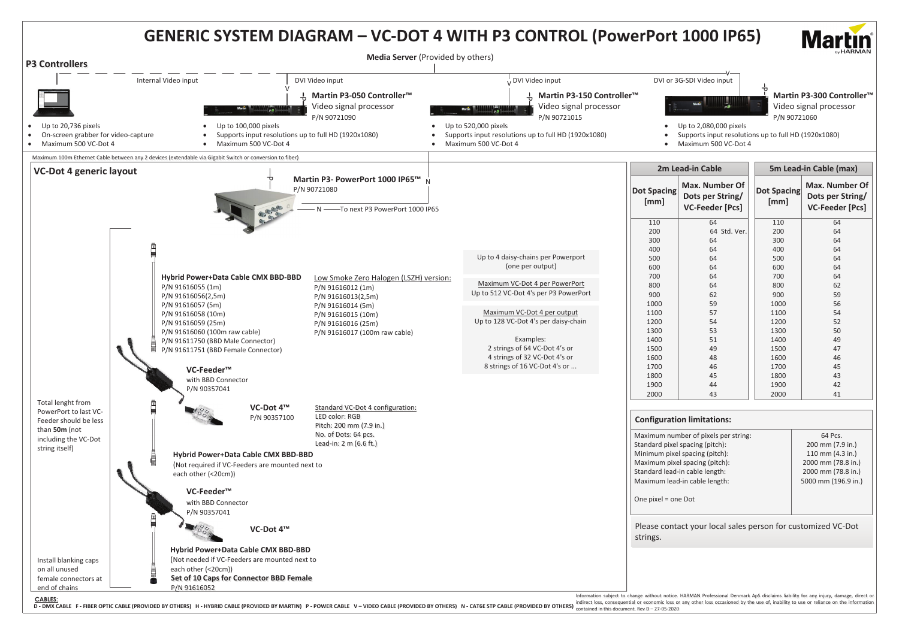# GENERIC SYSTEM DIAGRAM – VC-DOT 4 WITH P3 CONTROL (PowerPort 1000 IP65)

## P3 Controllers

**Media Server** (Provided by others)

Internal Video input

- Up to 20,736 pixels
- On-screen grabber for video-capture
- Maximum 500 VC-Dot 4

DVI Video input

**Martin P3-050 Controller™**
Video signal processor
P/N 90721090

- Up to 100,000 pixels
- Supports input resolutions up to full HD (1920x1080)
- Maximum 500 VC-Dot 4

DVI Video input

**Martin P3-150 Controller™**
Video signal processor
P/N 90721015

- Up to 520,000 pixels
- Supports input resolutions up to full HD (1920x1080)
- Maximum 500 VC-Dot 4

DVI or 3G-SDI Video input

**Martin P3-300 Controller™**
Video signal processor
P/N 90721060

- Up to 2,080,000 pixels
- Supports input resolutions up to full HD (1920x1080)
- Maximum 500 VC-Dot 4

Maximum 100m Ethernet Cable between any 2 devices (extendable via Gigabit Switch or conversion to fiber)

## VC-Dot 4 generic layout

**Martin P3- PowerPort 1000 IP65™**
P/N 90721080

N —— To next P3 PowerPort 1000 IP65

**Hybrid Power+Data Cable CMX BBD-BBD**
P/N 91616055 (1m)
P/N 91616056(2,5m)
P/N 91616057 (5m)
P/N 91616058 (10m)
P/N 91616059 (25m)
P/N 91616060 (100m raw cable)
P/N 91611750 (BBD Male Connector)
P/N 91611751 (BBD Female Connector)

Low Smoke Zero Halogen (LSZH) version:
P/N 91616012 (1m)
P/N 91616013(2,5m)
P/N 91616014 (5m)
P/N 91616015 (10m)
P/N 91616016 (25m)
P/N 91616017 (100m raw cable)

Up to 4 daisy-chains per Powerport (one per output)

Maximum VC-Dot 4 per PowerPort
Up to 512 VC-Dot 4's per P3 PowerPort

Maximum VC-Dot 4 per output
Up to 128 VC-Dot 4's per daisy-chain

Examples:
2 strings of 64 VC-Dot 4's or
4 strings of 32 VC-Dot 4's or
8 strings of 16 VC-Dot 4's or ...

**VC-Feeder™**
with BBD Connector
P/N 90357041

Total lenght from PowerPort to last VC-Feeder should be less than **50m** (not including the VC-Dot string itself)

**VC-Dot 4™**
P/N 90357100

Standard VC-Dot 4 configuration:
LED color: RGB
Pitch: 200 mm (7.9 in.)
No. of Dots: 64 pcs.
Lead-in: 2 m (6.6 ft.)

**Hybrid Power+Data Cable CMX BBD-BBD**
(Not required if VC-Feeders are mounted next to each other (<20cm))

**VC-Feeder™**
with BBD Connector
P/N 90357041

**VC-Dot 4™**

**Hybrid Power+Data Cable CMX BBD-BBD**
(Not needed if VC-Feeders are mounted next to each other (<20cm))

Install blanking caps on all unused female connectors at end of chains

**Set of 10 Caps for Connector BBD Female**
P/N 91616052

| 2m Lead-in Cable | | 5m Lead-in Cable (max) | |
|---|---|---|---|
| Dot Spacing [mm] | Max. Number Of Dots per String/ VC-Feeder [Pcs] | Dot Spacing [mm] | Max. Number Of Dots per String/ VC-Feeder [Pcs] |
| 110 | 64 | 110 | 64 |
| 200 | 64 Std. Ver. | 200 | 64 |
| 300 | 64 | 300 | 64 |
| 400 | 64 | 400 | 64 |
| 500 | 64 | 500 | 64 |
| 600 | 64 | 600 | 64 |
| 700 | 64 | 700 | 64 |
| 800 | 64 | 800 | 62 |
| 900 | 62 | 900 | 59 |
| 1000 | 59 | 1000 | 56 |
| 1100 | 57 | 1100 | 54 |
| 1200 | 54 | 1200 | 52 |
| 1300 | 53 | 1300 | 50 |
| 1400 | 51 | 1400 | 49 |
| 1500 | 49 | 1500 | 47 |
| 1600 | 48 | 1600 | 46 |
| 1700 | 46 | 1700 | 45 |
| 1800 | 45 | 1800 | 43 |
| 1900 | 44 | 1900 | 42 |
| 2000 | 43 | 2000 | 41 |

### Configuration limitations:

| | |
|---|---|
| Maximum number of pixels per string: | 64 Pcs. |
| Standard pixel spacing (pitch): | 200 mm (7.9 in.) |
| Minimum pixel spacing (pitch): | 110 mm (4.3 in.) |
| Maximum pixel spacing (pitch): | 2000 mm (78.8 in.) |
| Standard lead-in cable length: | 2000 mm (78.8 in.) |
| Maximum lead-in cable length: | 5000 mm (196.9 in.) |
| One pixel = one Dot | |

Please contact your local sales person for customized VC-Dot strings.

CABLES:
D - DMX CABLE F - FIBER OPTIC CABLE (PROVIDED BY OTHERS) H - HYBRID CABLE (PROVIDED BY MARTIN) P - POWER CABLE V – VIDEO CABLE (PROVIDED BY OTHERS) N - CAT6E STP CABLE (PROVIDED BY OTHERS)

Information subject to change without notice. HARMAN Professional Denmark ApS disclaims liability for any injury, damage, direct or indirect loss, consequential or economic loss or any other loss occasioned by the use of, inability to use or reliance on the information contained in this document. Rev D – 27-05-2020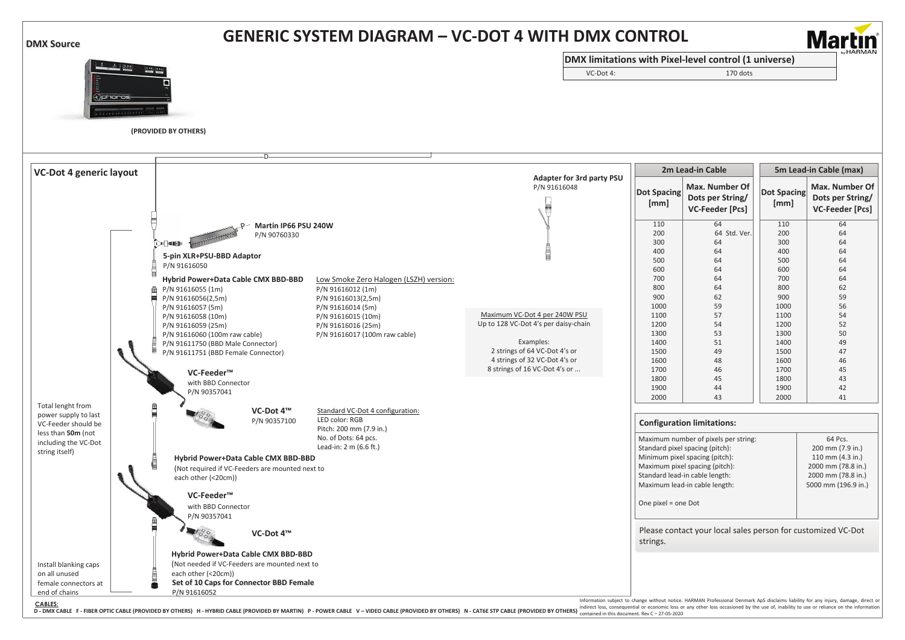# GENERIC SYSTEM DIAGRAM – VC-DOT 4 WITH DMX CONTROL

**DMX Source**

(PROVIDED BY OTHERS)

| DMX limitations with Pixel-level control (1 universe) | |
|---|---|
| VC-Dot 4: | 170 dots |

## VC-Dot 4 generic layout

**Adapter for 3rd party PSU**
P/N 91616048

**Martin IP66 PSU 240W**
P/N 90760330

**5-pin XLR+PSU-BBD Adaptor**
P/N 91616050

**Hybrid Power+Data Cable CMX BBD-BBD**
P/N 91616055 (1m)
P/N 91616056(2,5m)
P/N 91616057 (5m)
P/N 91616058 (10m)
P/N 91616059 (25m)
P/N 91616060 (100m raw cable)
P/N 91611750 (BBD Male Connector)
P/N 91611751 (BBD Female Connector)

Low Smoke Zero Halogen (LSZH) version:
P/N 91616012 (1m)
P/N 91616013(2,5m)
P/N 91616014 (5m)
P/N 91616015 (10m)
P/N 91616016 (25m)
P/N 91616017 (100m raw cable)

Maximum VC-Dot 4 per 240W PSU
Up to 128 VC-Dot 4's per daisy-chain

Examples:
2 strings of 64 VC-Dot 4's or
4 strings of 32 VC-Dot 4's or
8 strings of 16 VC-Dot 4's or ...

**VC-Feeder™**
with BBD Connector
P/N 90357041

**VC-Dot 4™**
P/N 90357100

Standard VC-Dot 4 configuration:
LED color: RGB
Pitch: 200 mm (7.9 in.)
No. of Dots: 64 pcs.
Lead-in: 2 m (6.6 ft.)

Total lenght from power supply to last VC-Feeder should be less than **50m** (not including the VC-Dot string itself)

**Hybrid Power+Data Cable CMX BBD-BBD**
(Not required if VC-Feeders are mounted next to each other (<20cm))

**VC-Feeder™**
with BBD Connector
P/N 90357041

**VC-Dot 4™**

**Hybrid Power+Data Cable CMX BBD-BBD**
(Not needed if VC-Feeders are mounted next to each other (<20cm))

**Set of 10 Caps for Connector BBD Female**
P/N 91616052

Install blanking caps on all unused female connectors at end of chains

| 2m Lead-in Cable | | 5m Lead-in Cable (max) | |
|---|---|---|---|
| Dot Spacing [mm] | Max. Number Of Dots per String/ VC-Feeder [Pcs] | Dot Spacing [mm] | Max. Number Of Dots per String/ VC-Feeder [Pcs] |
| 110 | 64 | 110 | 64 |
| 200 | 64 Std. Ver. | 200 | 64 |
| 300 | 64 | 300 | 64 |
| 400 | 64 | 400 | 64 |
| 500 | 64 | 500 | 64 |
| 600 | 64 | 600 | 64 |
| 700 | 64 | 700 | 64 |
| 800 | 64 | 800 | 62 |
| 900 | 62 | 900 | 59 |
| 1000 | 59 | 1000 | 56 |
| 1100 | 57 | 1100 | 54 |
| 1200 | 54 | 1200 | 52 |
| 1300 | 53 | 1300 | 50 |
| 1400 | 51 | 1400 | 49 |
| 1500 | 49 | 1500 | 47 |
| 1600 | 48 | 1600 | 46 |
| 1700 | 46 | 1700 | 45 |
| 1800 | 45 | 1800 | 43 |
| 1900 | 44 | 1900 | 42 |
| 2000 | 43 | 2000 | 41 |

| Configuration limitations: | |
|---|---|
| Maximum number of pixels per string: | 64 Pcs. |
| Standard pixel spacing (pitch): | 200 mm (7.9 in.) |
| Minimum pixel spacing (pitch): | 110 mm (4.3 in.) |
| Maximum pixel spacing (pitch): | 2000 mm (78.8 in.) |
| Standard lead-in cable length: | 2000 mm (78.8 in.) |
| Maximum lead-in cable length: | 5000 mm (196.9 in.) |
| One pixel = one Dot | |

Please contact your local sales person for customized VC-Dot strings.

**CABLES:**
D - DMX CABLE F - FIBER OPTIC CABLE (PROVIDED BY OTHERS) H - HYBRID CABLE (PROVIDED BY MARTIN) P - POWER CABLE V – VIDEO CABLE (PROVIDED BY OTHERS) N - CAT6E STP CABLE (PROVIDED BY OTHERS)

Information subject to change without notice. HARMAN Professional Denmark ApS disclaims liability for any injury, damage, direct or indirect loss, consequential or economic loss or any other loss occasioned by the use of, inability to use or reliance on the information contained in this document. Rev C – 27-05-2020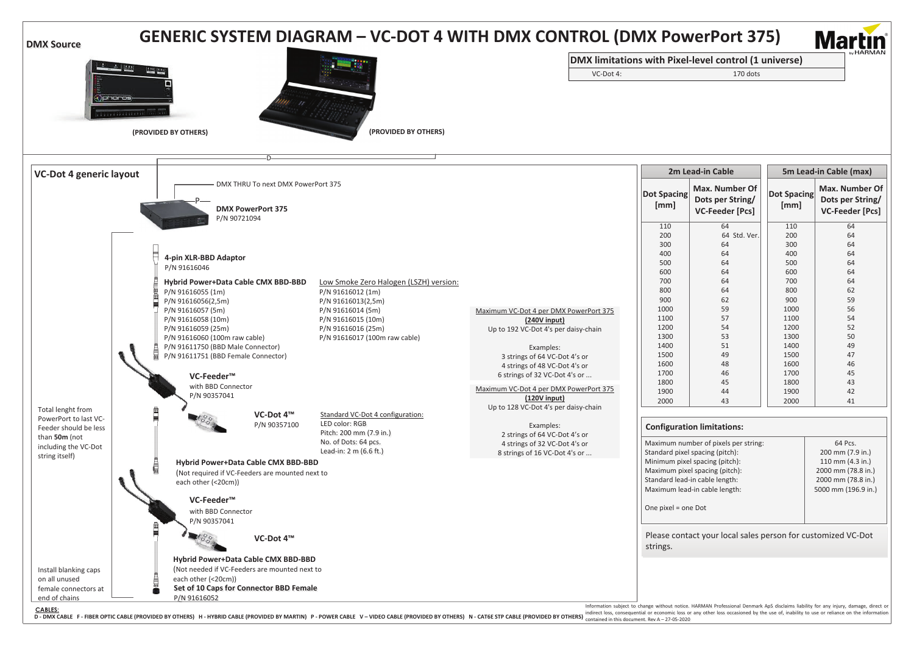# GENERIC SYSTEM DIAGRAM – VC-DOT 4 WITH DMX CONTROL (DMX PowerPort 375)

**DMX Source**

(PROVIDED BY OTHERS)

(PROVIDED BY OTHERS)

| DMX limitations with Pixel-level control (1 universe) | |
|---|---|
| VC-Dot 4: | 170 dots |

## VC-Dot 4 generic layout

DMX THRU To next DMX PowerPort 375

**DMX PowerPort 375**
P/N 90721094

**4-pin XLR-BBD Adaptor**
P/N 91616046

**Hybrid Power+Data Cable CMX BBD-BBD**
P/N 91616055 (1m)
P/N 91616056(2,5m)
P/N 91616057 (5m)
P/N 91616058 (10m)
P/N 91616059 (25m)
P/N 91616060 (100m raw cable)
P/N 91611750 (BBD Male Connector)
P/N 91611751 (BBD Female Connector)

Low Smoke Zero Halogen (LSZH) version:
P/N 91616012 (1m)
P/N 91616013(2,5m)
P/N 91616014 (5m)
P/N 91616015 (10m)
P/N 91616016 (25m)
P/N 91616017 (100m raw cable)

Maximum VC-Dot 4 per DMX PowerPort 375
**(240V input)**
Up to 192 VC-Dot 4's per daisy-chain

Examples:
3 strings of 64 VC-Dot 4's or
4 strings of 48 VC-Dot 4's or
6 strings of 32 VC-Dot 4's or ...

Maximum VC-Dot 4 per DMX PowerPort 375
**(120V input)**
Up to 128 VC-Dot 4's per daisy-chain

Examples:
2 strings of 64 VC-Dot 4's or
4 strings of 32 VC-Dot 4's or
8 strings of 16 VC-Dot 4's or ...

**VC-Feeder™**
with BBD Connector
P/N 90357041

Total lenght from PowerPort to last VC-Feeder should be less than **50m** (not including the VC-Dot string itself)

**VC-Dot 4™**
P/N 90357100

Standard VC-Dot 4 configuration:
LED color: RGB
Pitch: 200 mm (7.9 in.)
No. of Dots: 64 pcs.
Lead-in: 2 m (6.6 ft.)

**Hybrid Power+Data Cable CMX BBD-BBD**
(Not required if VC-Feeders are mounted next to each other (<20cm))

**VC-Feeder™**
with BBD Connector
P/N 90357041

**VC-Dot 4™**

**Hybrid Power+Data Cable CMX BBD-BBD**
(Not needed if VC-Feeders are mounted next to each other (<20cm))

**Set of 10 Caps for Connector BBD Female**
P/N 91616052

Install blanking caps on all unused female connectors at end of chains

| 2m Lead-in Cable | | 5m Lead-in Cable (max) | |
|---|---|---|---|
| Dot Spacing [mm] | Max. Number Of Dots per String/ VC-Feeder [Pcs] | Dot Spacing [mm] | Max. Number Of Dots per String/ VC-Feeder [Pcs] |
| 110 | 64 | 110 | 64 |
| 200 | 64 Std. Ver. | 200 | 64 |
| 300 | 64 | 300 | 64 |
| 400 | 64 | 400 | 64 |
| 500 | 64 | 500 | 64 |
| 600 | 64 | 600 | 64 |
| 700 | 64 | 700 | 64 |
| 800 | 64 | 800 | 62 |
| 900 | 62 | 900 | 59 |
| 1000 | 59 | 1000 | 56 |
| 1100 | 57 | 1100 | 54 |
| 1200 | 54 | 1200 | 52 |
| 1300 | 53 | 1300 | 50 |
| 1400 | 51 | 1400 | 49 |
| 1500 | 49 | 1500 | 47 |
| 1600 | 48 | 1600 | 46 |
| 1700 | 46 | 1700 | 45 |
| 1800 | 45 | 1800 | 43 |
| 1900 | 44 | 1900 | 42 |
| 2000 | 43 | 2000 | 41 |

**Configuration limitations:**

| | |
|---|---|
| Maximum number of pixels per string: | 64 Pcs. |
| Standard pixel spacing (pitch): | 200 mm (7.9 in.) |
| Minimum pixel spacing (pitch): | 110 mm (4.3 in.) |
| Maximum pixel spacing (pitch): | 2000 mm (78.8 in.) |
| Standard lead-in cable length: | 2000 mm (78.8 in.) |
| Maximum lead-in cable length: | 5000 mm (196.9 in.) |
| One pixel = one Dot | |

Please contact your local sales person for customized VC-Dot strings.

**CABLES:**
D - DMX CABLE F - FIBER OPTIC CABLE (PROVIDED BY OTHERS) H - HYBRID CABLE (PROVIDED BY MARTIN) P - POWER CABLE V – VIDEO CABLE (PROVIDED BY OTHERS) N - CAT6E STP CABLE (PROVIDED BY OTHERS)

Information subject to change without notice. HARMAN Professional Denmark ApS disclaims liability for any injury, damage, direct or indirect loss, consequential or economic loss or any other loss occasioned by the use of, inability to use or reliance on the information contained in this document. Rev A – 27-05-2020